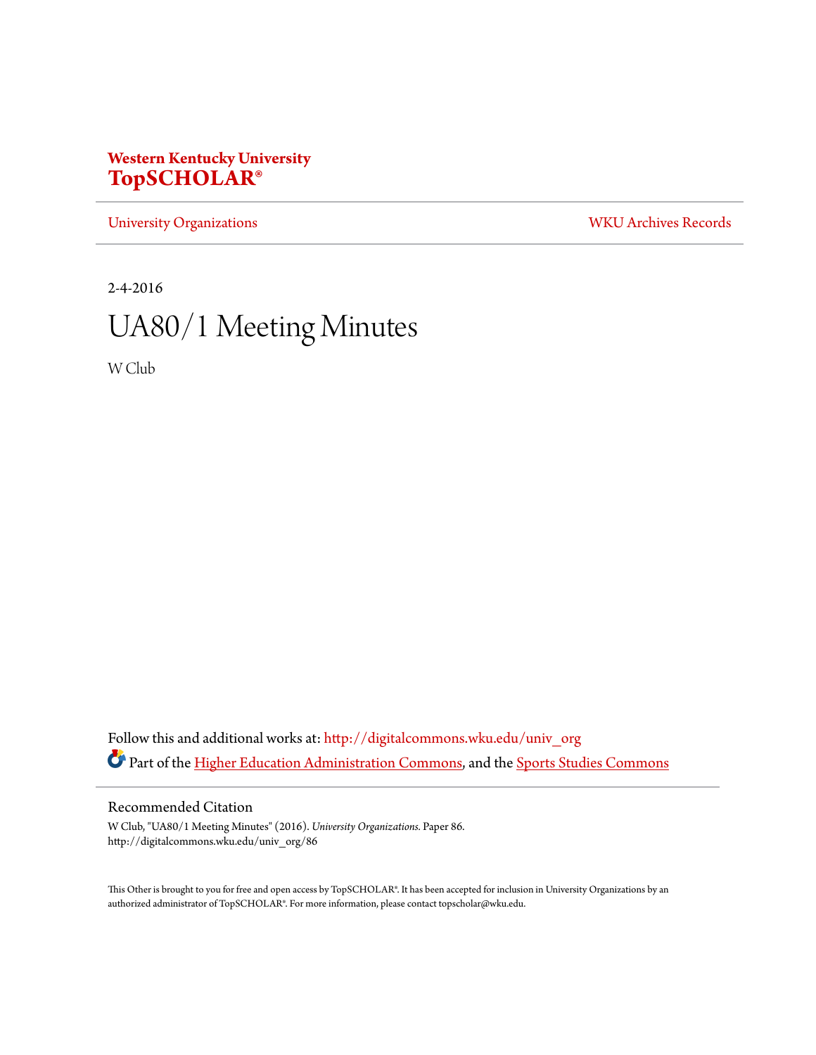**Western Kentucky University**
**TopSCHOLAR®**

University Organizations | WKU Archives Records

2-4-2016

# UA80/1 Meeting Minutes

W Club

Follow this and additional works at: http://digitalcommons.wku.edu/univ_org

Part of the Higher Education Administration Commons, and the Sports Studies Commons

## Recommended Citation

W Club, "UA80/1 Meeting Minutes" (2016). *University Organizations.* Paper 86.
http://digitalcommons.wku.edu/univ_org/86

This Other is brought to you for free and open access by TopSCHOLAR®. It has been accepted for inclusion in University Organizations by an authorized administrator of TopSCHOLAR®. For more information, please contact topscholar@wku.edu.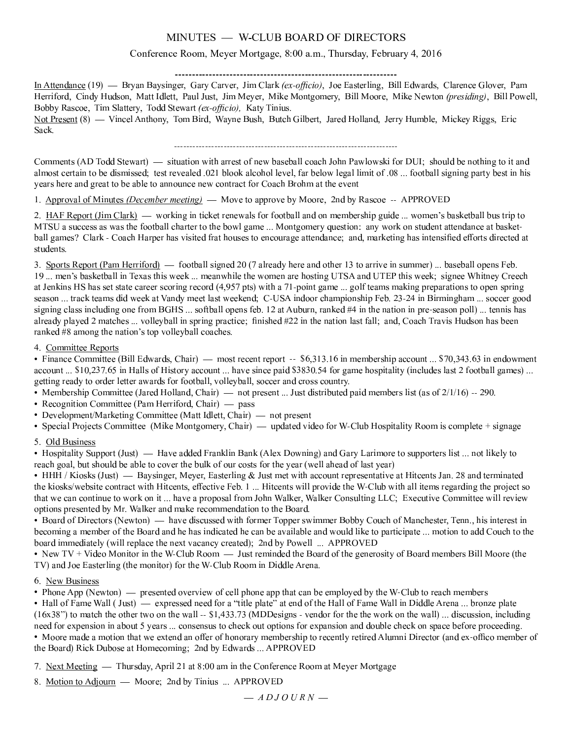# MINUTES — W-CLUB BOARD OF DIRECTORS

Conference Room, Meyer Mortgage, 8:00 a.m., Thursday, February 4, 2016

---

In Attendance (19) — Bryan Baysinger, Gary Carver, Jim Clark *(ex-officio)*, Joe Easterling, Bill Edwards, Clarence Glover, Pam Herriford, Cindy Hudson, Matt Idlett, Paul Just, Jim Meyer, Mike Montgomery, Bill Moore, Mike Newton *(presiding)*, Bill Powell, Bobby Rascoe, Tim Slattery, Todd Stewart *(ex-officio)*, Katy Tinius.

Not Present (8) — Vincel Anthony, Tom Bird, Wayne Bush, Butch Gilbert, Jared Holland, Jerry Humble, Mickey Riggs, Eric Sack.

---

Comments (AD Todd Stewart) — situation with arrest of new baseball coach John Pawlowski for DUI; should be nothing to it and almost certain to be dismissed; test revealed .021 blook alcohol level, far below legal limit of .08 ... football signing party best in his years here and great to be able to announce new contract for Coach Brohm at the event

1. Approval of Minutes *(December meeting)* — Move to approve by Moore, 2nd by Rascoe -- APPROVED

2. HAF Report (Jim Clark) — working in ticket renewals for football and on membership guide ... women's basketball bus trip to MTSU a success as was the football charter to the bowl game ... Montgomery question: any work on student attendance at basketball games? Clark - Coach Harper has visited frat houses to encourage attendance; and, marketing has intensified efforts directed at students.

3. Sports Report (Pam Herriford) — football signed 20 (7 already here and other 13 to arrive in summer) ... baseball opens Feb. 19 ... men's basketball in Texas this week ... meanwhile the women are hosting UTSA and UTEP this week; signee Whitney Creech at Jenkins HS has set state career scoring record (4,957 pts) with a 71-point game ... golf teams making preparations to open spring season ... track teams did week at Vandy meet last weekend; C-USA indoor championship Feb. 23-24 in Birmingham ... soccer good signing class including one from BGHS ... softball opens feb. 12 at Auburn, ranked #4 in the nation in pre-season poll) ... tennis has already played 2 matches ... volleyball in spring practice; finished #22 in the nation last fall; and, Coach Travis Hudson has been ranked #8 among the nation's top volleyball coaches.

4. Committee Reports

- Finance Committee (Bill Edwards, Chair) — most recent report -- $6,313.16 in membership account ... $70,343.63 in endowment account ... $10,237.65 in Halls of History account ... have since paid $3830.54 for game hospitality (includes last 2 football games) ... getting ready to order letter awards for football, volleyball, soccer and cross country.
- Membership Committee (Jared Holland, Chair) — not present ... Just distributed paid members list (as of 2/1/16) -- 290.
- Recognition Committee (Pam Herriford, Chair) — pass
- Development/Marketing Committee (Matt Idlett, Chair) — not present
- Special Projects Committee (Mike Montgomery, Chair) — updated video for W-Club Hospitality Room is complete + signage

5. Old Business

- Hospitality Support (Just) — Have added Franklin Bank (Alex Downing) and Gary Larimore to supporters list ... not likely to reach goal, but should be able to cover the bulk of our costs for the year (well ahead of last year)
- HHH / Kiosks (Just) — Baysinger, Meyer, Easterling & Just met with account representative at Hitcents Jan. 28 and terminated the kiosks/website contract with Hitcents, effective Feb. 1 ... Hitcents will provide the W-Club with all items regarding the project so that we can continue to work on it ... have a proposal from John Walker, Walker Consulting LLC; Executive Committee will review options presented by Mr. Walker and make recommendation to the Board.
- Board of Directors (Newton) — have discussed with former Topper swimmer Bobby Couch of Manchester, Tenn., his interest in becoming a member of the Board and he has indicated he can be available and would like to participate ... motion to add Couch to the board immediately (will replace the next vacancy created); 2nd by Powell ... APPROVED
- New TV + Video Monitor in the W-Club Room — Just reminded the Board of the generosity of Board members Bill Moore (the TV) and Joe Easterling (the monitor) for the W-Club Room in Diddle Arena.

6. New Business

- Phone App (Newton) — presented overview of cell phone app that can be employed by the W-Club to reach members
- Hall of Fame Wall ( Just) — expressed need for a "title plate" at end of the Hall of Fame Wall in Diddle Arena ... bronze plate (16x38") to match the other two on the wall -- $1,433.73 (MDDesigns - vendor for the the work on the wall) ... discussion, including need for expension in about 5 years ... consensus to check out options for expansion and double check on space before proceeding.
- Moore made a motion that we extend an offer of honorary membership to recently retired Alumni Director (and ex-offico member of the Board) Rick Dubose at Homecoming; 2nd by Edwards ... APPROVED

7. Next Meeting — Thursday, April 21 at 8:00 am in the Conference Room at Meyer Mortgage

8. Motion to Adjourn — Moore; 2nd by Tinius ... APPROVED

*— A D J O U R N —*